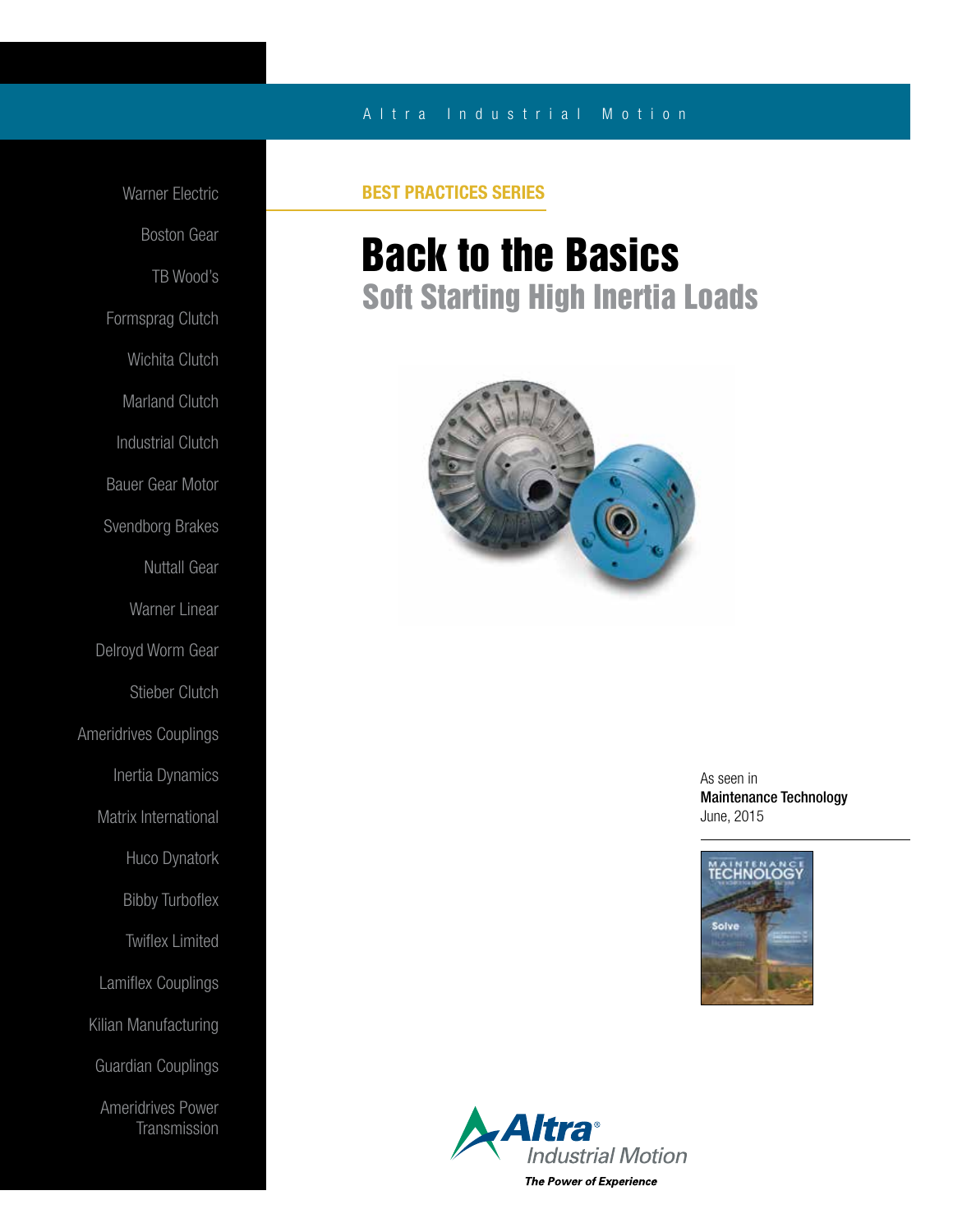Altra Industrial Motion

Warner Electric

Boston Gear

TB Wood's

Formsprag Clutch

Wichita Clutch

Marland Clutch

Industrial Clutch

Bauer Gear Motor

Svendborg Brakes

Nuttall Gear

Warner Linear

Delroyd Worm Gear

Stieber Clutch

Ameridrives Couplings

Inertia Dynamics

Matrix International

Huco Dynatork

Bibby Turboflex

Twiflex Limited

Lamiflex Couplings

Kilian Manufacturing

Guardian Couplings

Ameridrives Power Transmission

**BEST PRACTICES SERIES**

# Back to the Basics

## Soft Starting High Inertia Loads

As seen in
**Maintenance Technology**
June, 2015

Altra Industrial Motion
*The Power of Experience*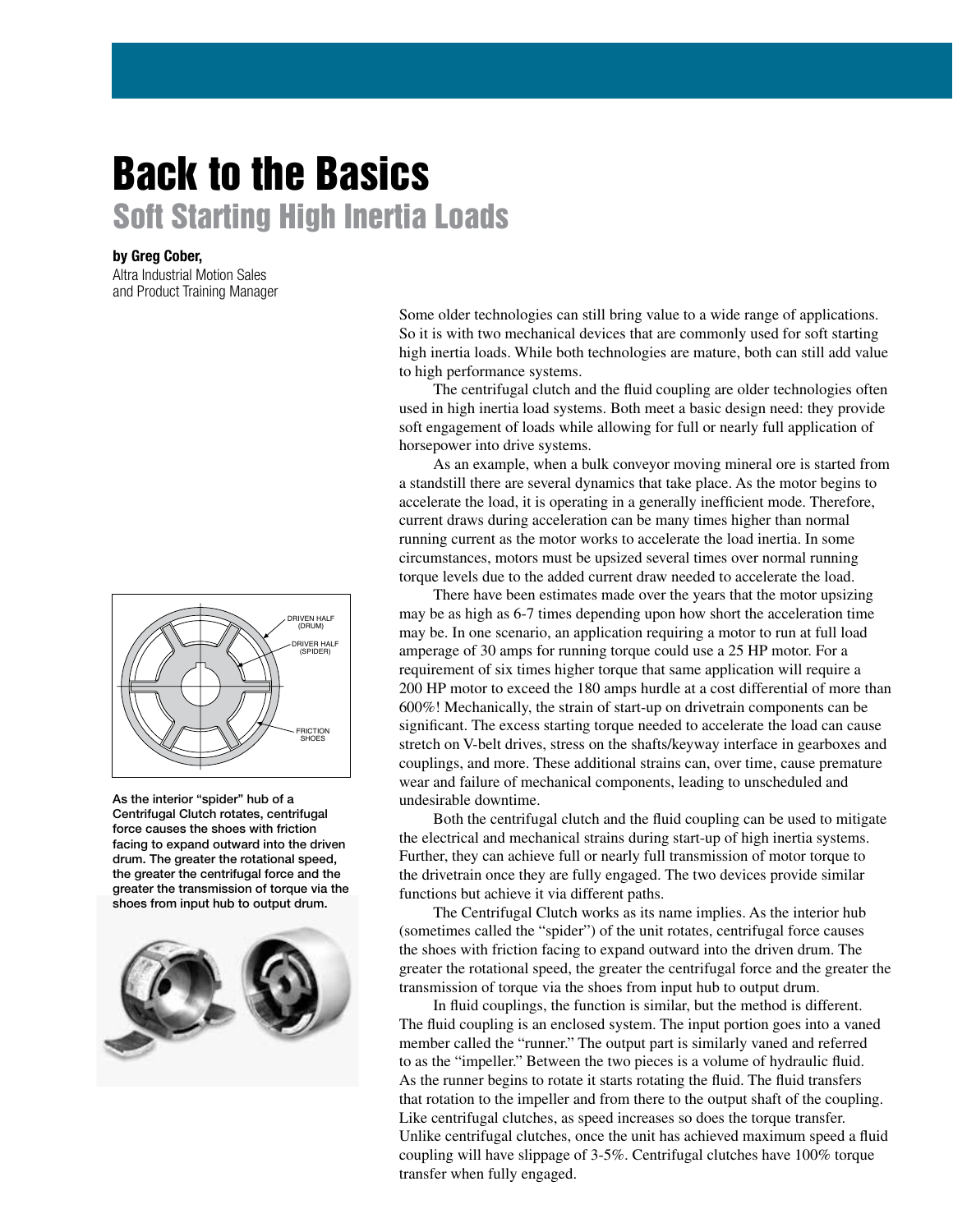# Back to the Basics

## Soft Starting High Inertia Loads

**by Greg Cober,**
Altra Industrial Motion Sales and Product Training Manager

**As the interior "spider" hub of a Centrifugal Clutch rotates, centrifugal force causes the shoes with friction facing to expand outward into the driven drum. The greater the rotational speed, the greater the centrifugal force and the greater the transmission of torque via the shoes from input hub to output drum.**

Some older technologies can still bring value to a wide range of applications. So it is with two mechanical devices that are commonly used for soft starting high inertia loads. While both technologies are mature, both can still add value to high performance systems.

The centrifugal clutch and the fluid coupling are older technologies often used in high inertia load systems. Both meet a basic design need: they provide soft engagement of loads while allowing for full or nearly full application of horsepower into drive systems.

As an example, when a bulk conveyor moving mineral ore is started from a standstill there are several dynamics that take place. As the motor begins to accelerate the load, it is operating in a generally inefficient mode. Therefore, current draws during acceleration can be many times higher than normal running current as the motor works to accelerate the load inertia. In some circumstances, motors must be upsized several times over normal running torque levels due to the added current draw needed to accelerate the load.

There have been estimates made over the years that the motor upsizing may be as high as 6-7 times depending upon how short the acceleration time may be. In one scenario, an application requiring a motor to run at full load amperage of 30 amps for running torque could use a 25 HP motor. For a requirement of six times higher torque that same application will require a 200 HP motor to exceed the 180 amps hurdle at a cost differential of more than 600%! Mechanically, the strain of start-up on drivetrain components can be significant. The excess starting torque needed to accelerate the load can cause stretch on V-belt drives, stress on the shafts/keyway interface in gearboxes and couplings, and more. These additional strains can, over time, cause premature wear and failure of mechanical components, leading to unscheduled and undesirable downtime.

Both the centrifugal clutch and the fluid coupling can be used to mitigate the electrical and mechanical strains during start-up of high inertia systems. Further, they can achieve full or nearly full transmission of motor torque to the drivetrain once they are fully engaged. The two devices provide similar functions but achieve it via different paths.

The Centrifugal Clutch works as its name implies. As the interior hub (sometimes called the "spider") of the unit rotates, centrifugal force causes the shoes with friction facing to expand outward into the driven drum. The greater the rotational speed, the greater the centrifugal force and the greater the transmission of torque via the shoes from input hub to output drum.

In fluid couplings, the function is similar, but the method is different. The fluid coupling is an enclosed system. The input portion goes into a vaned member called the "runner." The output part is similarly vaned and referred to as the "impeller." Between the two pieces is a volume of hydraulic fluid. As the runner begins to rotate it starts rotating the fluid. The fluid transfers that rotation to the impeller and from there to the output shaft of the coupling. Like centrifugal clutches, as speed increases so does the torque transfer. Unlike centrifugal clutches, once the unit has achieved maximum speed a fluid coupling will have slippage of 3-5%. Centrifugal clutches have 100% torque transfer when fully engaged.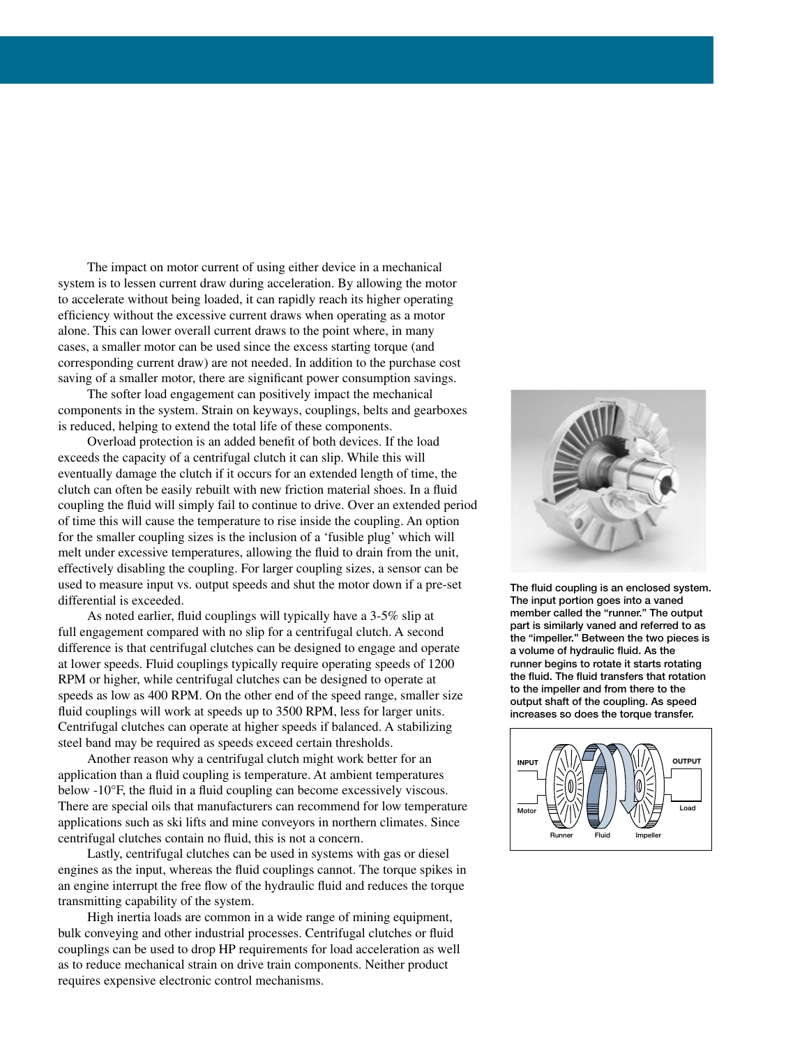The impact on motor current of using either device in a mechanical system is to lessen current draw during acceleration. By allowing the motor to accelerate without being loaded, it can rapidly reach its higher operating efficiency without the excessive current draws when operating as a motor alone. This can lower overall current draws to the point where, in many cases, a smaller motor can be used since the excess starting torque (and corresponding current draw) are not needed. In addition to the purchase cost saving of a smaller motor, there are significant power consumption savings.

The softer load engagement can positively impact the mechanical components in the system. Strain on keyways, couplings, belts and gearboxes is reduced, helping to extend the total life of these components.

Overload protection is an added benefit of both devices. If the load exceeds the capacity of a centrifugal clutch it can slip. While this will eventually damage the clutch if it occurs for an extended length of time, the clutch can often be easily rebuilt with new friction material shoes. In a fluid coupling the fluid will simply fail to continue to drive. Over an extended period of time this will cause the temperature to rise inside the coupling. An option for the smaller coupling sizes is the inclusion of a 'fusible plug' which will melt under excessive temperatures, allowing the fluid to drain from the unit, effectively disabling the coupling. For larger coupling sizes, a sensor can be used to measure input vs. output speeds and shut the motor down if a pre-set differential is exceeded.

As noted earlier, fluid couplings will typically have a 3-5% slip at full engagement compared with no slip for a centrifugal clutch. A second difference is that centrifugal clutches can be designed to engage and operate at lower speeds. Fluid couplings typically require operating speeds of 1200 RPM or higher, while centrifugal clutches can be designed to operate at speeds as low as 400 RPM. On the other end of the speed range, smaller size fluid couplings will work at speeds up to 3500 RPM, less for larger units. Centrifugal clutches can operate at higher speeds if balanced. A stabilizing steel band may be required as speeds exceed certain thresholds.

Another reason why a centrifugal clutch might work better for an application than a fluid coupling is temperature. At ambient temperatures below -10°F, the fluid in a fluid coupling can become excessively viscous. There are special oils that manufacturers can recommend for low temperature applications such as ski lifts and mine conveyors in northern climates. Since centrifugal clutches contain no fluid, this is not a concern.

Lastly, centrifugal clutches can be used in systems with gas or diesel engines as the input, whereas the fluid couplings cannot. The torque spikes in an engine interrupt the free flow of the hydraulic fluid and reduces the torque transmitting capability of the system.

High inertia loads are common in a wide range of mining equipment, bulk conveying and other industrial processes. Centrifugal clutches or fluid couplings can be used to drop HP requirements for load acceleration as well as to reduce mechanical strain on drive train components. Neither product requires expensive electronic control mechanisms.

**The fluid coupling is an enclosed system. The input portion goes into a vaned member called the "runner." The output part is similarly vaned and referred to as the "impeller." Between the two pieces is a volume of hydraulic fluid. As the runner begins to rotate it starts rotating the fluid. The fluid transfers that rotation to the impeller and from there to the output shaft of the coupling. As speed increases so does the torque transfer.**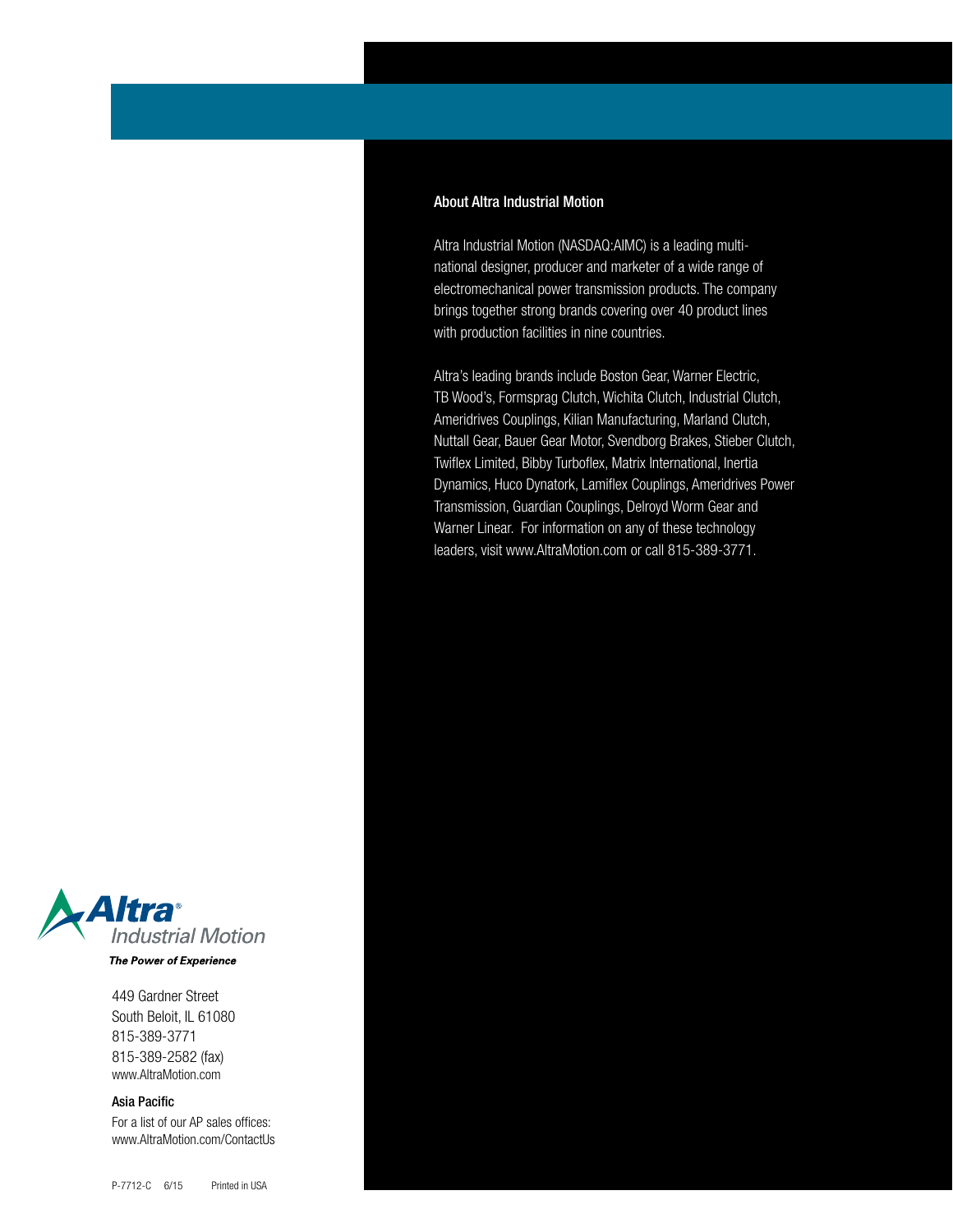## About Altra Industrial Motion

Altra Industrial Motion (NASDAQ:AIMC) is a leading multi-national designer, producer and marketer of a wide range of electromechanical power transmission products. The company brings together strong brands covering over 40 product lines with production facilities in nine countries.

Altra's leading brands include Boston Gear, Warner Electric, TB Wood's, Formsprag Clutch, Wichita Clutch, Industrial Clutch, Ameridrives Couplings, Kilian Manufacturing, Marland Clutch, Nuttall Gear, Bauer Gear Motor, Svendborg Brakes, Stieber Clutch, Twiflex Limited, Bibby Turboflex, Matrix International, Inertia Dynamics, Huco Dynatork, Lamiflex Couplings, Ameridrives Power Transmission, Guardian Couplings, Delroyd Worm Gear and Warner Linear. For information on any of these technology leaders, visit www.AltraMotion.com or call 815-389-3771.

**Altra® Industrial Motion**

***The Power of Experience***

449 Gardner Street
South Beloit, IL 61080
815-389-3771
815-389-2582 (fax)
www.AltraMotion.com

**Asia Pacific**

For a list of our AP sales offices:
www.AltraMotion.com/ContactUs

P-7712-C 6/15 Printed in USA